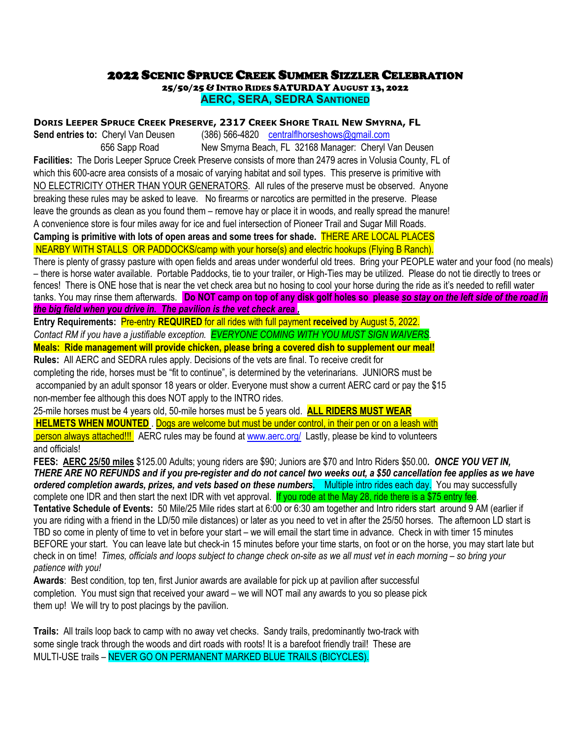# 2022 Scenic Spruce Creek Summer Sizzler Celebration

## 25/50/25 & Intro Rides SATURDAY August 13, 2022

### AERC, SERA, SEDRA Santioned

**Doris Leeper Spruce Creek Preserve, 2317 Creek Shore Trail New Smyrna, FL**

**Send entries to:** Cheryl Van Deusen (386) 566-4820 centralflhorseshows@gmail.com
656 Sapp Road New Smyrna Beach, FL 32168 Manager: Cheryl Van Deusen

**Facilities:** The Doris Leeper Spruce Creek Preserve consists of more than 2479 acres in Volusia County, FL of which this 600-acre area consists of a mosaic of varying habitat and soil types. This preserve is primitive with NO ELECTRICITY OTHER THAN YOUR GENERATORS. All rules of the preserve must be observed. Anyone breaking these rules may be asked to leave. No firearms or narcotics are permitted in the preserve. Please leave the grounds as clean as you found them – remove hay or place it in woods, and really spread the manure! A convenience store is four miles away for ice and fuel intersection of Pioneer Trail and Sugar Mill Roads. **Camping is primitive with lots of open areas and some trees for shade.** THERE ARE LOCAL PLACES NEARBY WITH STALLS OR PADDOCKS/camp with your horse(s) and electric hookups (Flying B Ranch). There is plenty of grassy pasture with open fields and areas under wonderful old trees. Bring your PEOPLE water and your food (no meals) – there is horse water available. Portable Paddocks, tie to your trailer, or High-Ties may be utilized. Please do not tie directly to trees or fences! There is ONE hose that is near the vet check area but no hosing to cool your horse during the ride as it's needed to refill water tanks. You may rinse them afterwards. **Do NOT camp on top of any disk golf holes so please *so stay on the left side of the road in the big field when you drive in. The pavilion is the vet check area*.**

**Entry Requirements:** Pre-entry **REQUIRED** for all rides with full payment **received** by August 5, 2022. *Contact RM if you have a justifiable exception. EVERYONE COMING WITH YOU MUST SIGN WAIVERS.*

**Meals: Ride management will provide chicken, please bring a covered dish to supplement our meal!**

**Rules:** All AERC and SEDRA rules apply. Decisions of the vets are final. To receive credit for completing the ride, horses must be "fit to continue", is determined by the veterinarians. JUNIORS must be accompanied by an adult sponsor 18 years or older. Everyone must show a current AERC card or pay the $15 non-member fee although this does NOT apply to the INTRO rides.

25-mile horses must be 4 years old, 50-mile horses must be 5 years old. **ALL RIDERS MUST WEAR HELMETS WHEN MOUNTED**. Dogs are welcome but must be under control, in their pen or on a leash with person always attached!!! AERC rules may be found at www.aerc.org/ Lastly, please be kind to volunteers and officials!

**FEES: AERC 25/50 miles** $125.00 Adults; young riders are $90; Juniors are $70 and Intro Riders $50.00***. ONCE YOU VET IN, THERE ARE NO REFUNDS and if you pre-register and do not cancel two weeks out, a $50 cancellation fee applies as we have ordered completion awards, prizes, and vets based on these numbers.*** Multiple intro rides each day. You may successfully complete one IDR and then start the next IDR with vet approval. If you rode at the May 28, ride there is a $75 entry fee.

**Tentative Schedule of Events:** 50 Mile/25 Mile rides start at 6:00 or 6:30 am together and Intro riders start around 9 AM (earlier if you are riding with a friend in the LD/50 mile distances) or later as you need to vet in after the 25/50 horses. The afternoon LD start is TBD so come in plenty of time to vet in before your start – we will email the start time in advance. Check in with timer 15 minutes BEFORE your start. You can leave late but check-in 15 minutes before your time starts, on foot or on the horse, you may start late but check in on time! *Times, officials and loops subject to change check on-site as we all must vet in each morning – so bring your patience with you!*

**Awards**: Best condition, top ten, first Junior awards are available for pick up at pavilion after successful completion. You must sign that received your award – we will NOT mail any awards to you so please pick them up! We will try to post placings by the pavilion.

**Trails:** All trails loop back to camp with no away vet checks. Sandy trails, predominantly two-track with some single track through the woods and dirt roads with roots! It is a barefoot friendly trail! These are MULTI-USE trails – NEVER GO ON PERMANENT MARKED BLUE TRAILS (BICYCLES).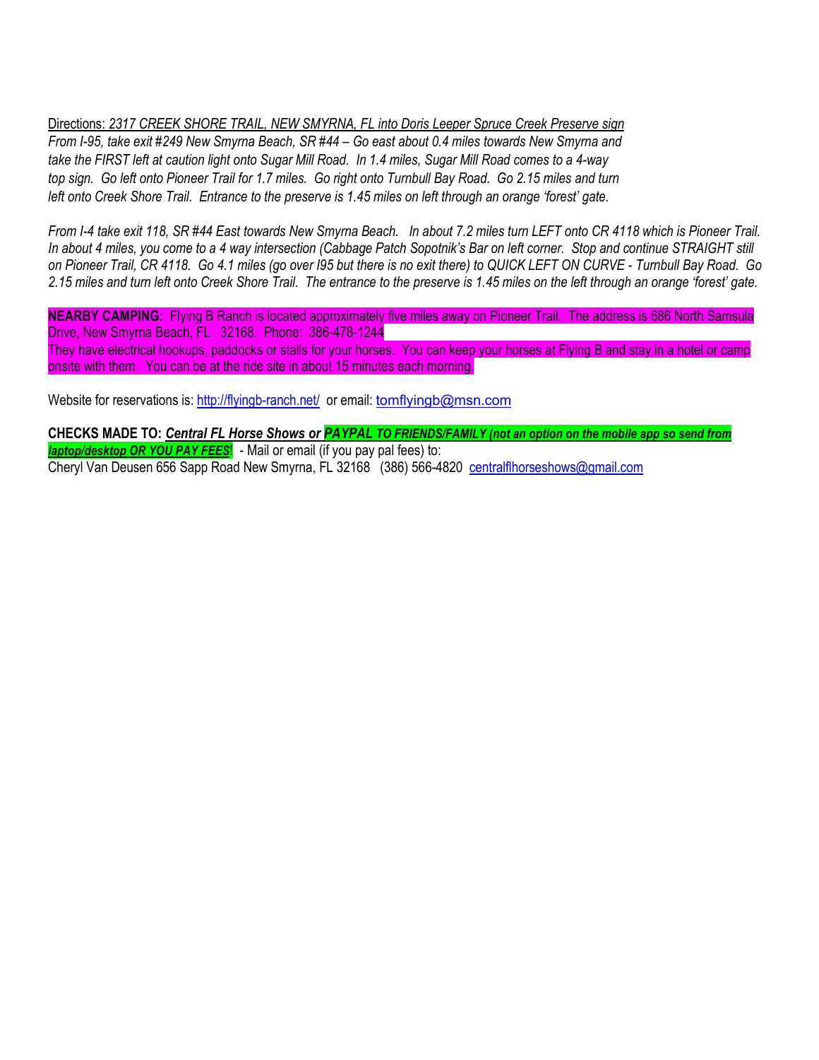Directions: *2317 CREEK SHORE TRAIL, NEW SMYRNA, FL into Doris Leeper Spruce Creek Preserve sign*
*From I-95, take exit #249 New Smyrna Beach, SR #44 – Go east about 0.4 miles towards New Smyrna and take the FIRST left at caution light onto Sugar Mill Road. In 1.4 miles, Sugar Mill Road comes to a 4-way top sign. Go left onto Pioneer Trail for 1.7 miles. Go right onto Turnbull Bay Road. Go 2.15 miles and turn left onto Creek Shore Trail. Entrance to the preserve is 1.45 miles on left through an orange 'forest' gate.*

*From I-4 take exit 118, SR #44 East towards New Smyrna Beach. In about 7.2 miles turn LEFT onto CR 4118 which is Pioneer Trail. In about 4 miles, you come to a 4 way intersection (Cabbage Patch Sopotnik's Bar on left corner. Stop and continue STRAIGHT still on Pioneer Trail, CR 4118. Go 4.1 miles (go over I95 but there is no exit there) to QUICK LEFT ON CURVE - Turnbull Bay Road. Go 2.15 miles and turn left onto Creek Shore Trail. The entrance to the preserve is 1.45 miles on the left through an orange 'forest' gate.*

**NEARBY CAMPING:** Flying B Ranch is located approximately five miles away on Pioneer Trail. The address is 686 North Samsula Drive, New Smyrna Beach, FL 32168. Phone: 386-478-1244
They have electrical hookups, paddocks or stalls for your horses. You can keep your horses at Flying B and stay in a hotel or camp onsite with them. You can be at the ride site in about 15 minutes each morning.

Website for reservations is: http://flyingb-ranch.net/ or email: tomflyingb@msn.com

**CHECKS MADE TO:** ***Central FL Horse Shows or PAYPAL TO FRIENDS/FAMILY (not an option on the mobile app so send from laptop/desktop OR YOU PAY FEES!*** - Mail or email (if you pay pal fees) to:
Cheryl Van Deusen 656 Sapp Road New Smyrna, FL 32168 (386) 566-4820 centralflhorseshows@gmail.com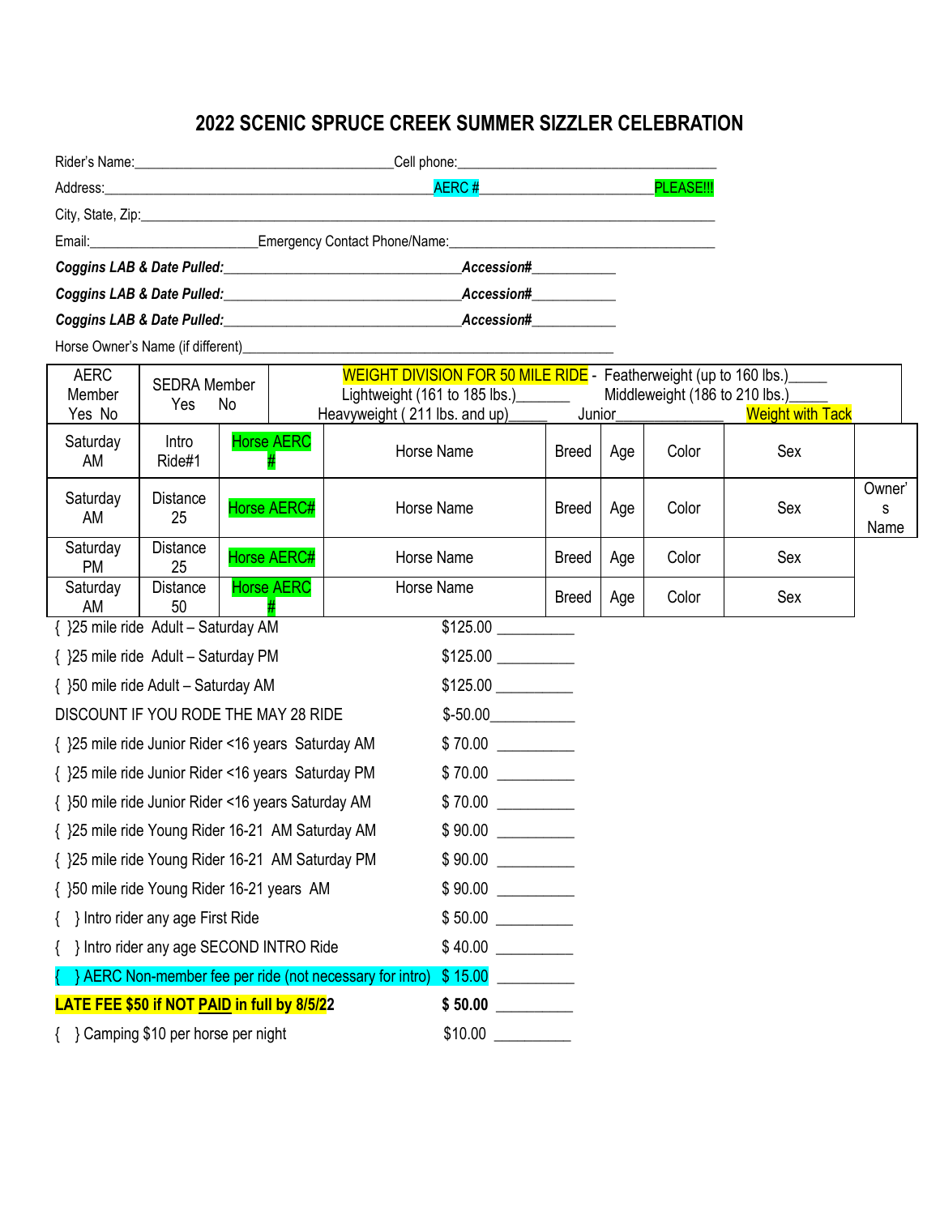# 2022 SCENIC SPRUCE CREEK SUMMER SIZZLER CELEBRATION

Rider's Name:___________________________________Cell phone:____________________________________

Address:_____________________________________________AERC #______________________PLEASE!!!

City, State, Zip:___________________________________________________________________________

Email:______________________Emergency Contact Phone/Name:_____________________________________

***Coggins LAB & Date Pulled:***___________________________***Accession#***___________

***Coggins LAB & Date Pulled:***___________________________***Accession#***___________

***Coggins LAB & Date Pulled:***___________________________***Accession#***___________

Horse Owner's Name (if different)____________________________________________________________

| AERC Member Yes No | SEDRA Member Yes No | WEIGHT DIVISION FOR 50 MILE RIDE - Featherweight (up to 160 lbs.)_____ Lightweight (161 to 185 lbs.)_______ Middleweight (186 to 210 lbs.)_____ Heavyweight ( 211 lbs. and up)_____ Junior______________ Weight with Tack | | | | | | |
|---|---|---|---|---|---|---|---|---|
| Saturday AM | Intro Ride#1 | Horse AERC # | Horse Name | Breed | Age | Color | Sex | |
| Saturday AM | Distance 25 | Horse AERC# | Horse Name | Breed | Age | Color | Sex | Owner's Name |
| Saturday PM | Distance 25 | Horse AERC# | Horse Name | Breed | Age | Color | Sex | |
| Saturday AM | Distance 50 | Horse AERC # | Horse Name | Breed | Age | Color | Sex | |

{ }25 mile ride Adult – Saturday AM $125.00 __________

{ }25 mile ride Adult – Saturday PM $125.00 __________

{ }50 mile ride Adult – Saturday AM $125.00 __________

DISCOUNT IF YOU RODE THE MAY 28 RIDE $-50.00___________

{ }25 mile ride Junior Rider <16 years Saturday AM $ 70.00 __________

{ }25 mile ride Junior Rider <16 years Saturday PM $ 70.00 __________

{ }50 mile ride Junior Rider <16 years Saturday AM $ 70.00 __________

{ }25 mile ride Young Rider 16-21 AM Saturday AM $ 90.00 __________

{ }25 mile ride Young Rider 16-21 AM Saturday PM $ 90.00 __________

{ }50 mile ride Young Rider 16-21 years AM $ 90.00 __________

{ } Intro rider any age First Ride $ 50.00 __________

{ } Intro rider any age SECOND INTRO Ride $ 40.00 __________

{ } AERC Non-member fee per ride (not necessary for intro) $ 15.00 __________

**LATE FEE $50 if NOT PAID in full by 8/5/22** **$ 50.00** __________

{ } Camping $10 per horse per night $10.00 __________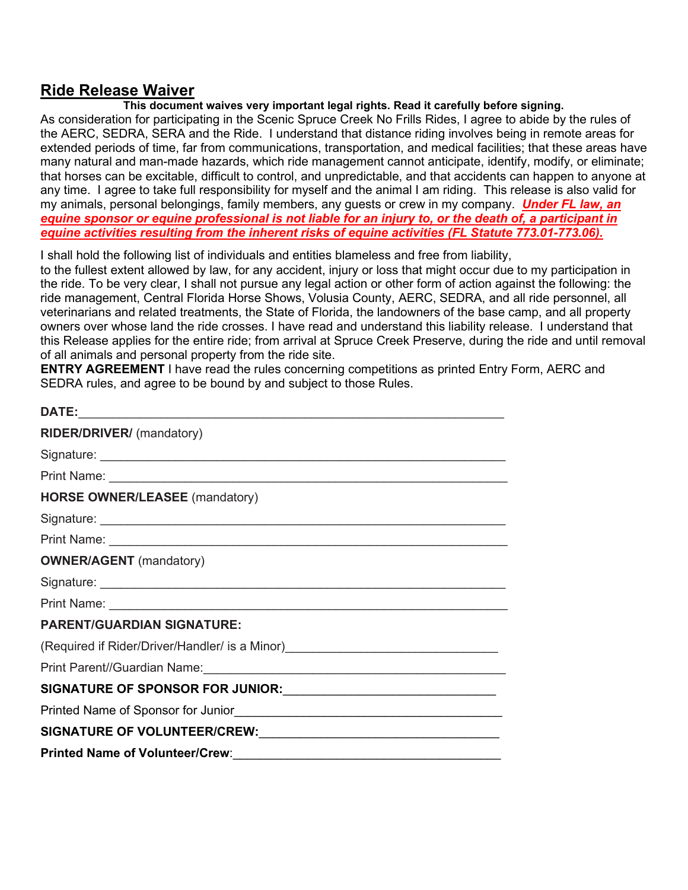## Ride Release Waiver

**This document waives very important legal rights. Read it carefully before signing.**

As consideration for participating in the Scenic Spruce Creek No Frills Rides, I agree to abide by the rules of the AERC, SEDRA, SERA and the Ride. I understand that distance riding involves being in remote areas for extended periods of time, far from communications, transportation, and medical facilities; that these areas have many natural and man-made hazards, which ride management cannot anticipate, identify, modify, or eliminate; that horses can be excitable, difficult to control, and unpredictable, and that accidents can happen to anyone at any time. I agree to take full responsibility for myself and the animal I am riding. This release is also valid for my animals, personal belongings, family members, any guests or crew in my company. ***Under FL law, an equine sponsor or equine professional is not liable for an injury to, or the death of, a participant in equine activities resulting from the inherent risks of equine activities (FL Statute 773.01-773.06).***

I shall hold the following list of individuals and entities blameless and free from liability, to the fullest extent allowed by law, for any accident, injury or loss that might occur due to my participation in the ride. To be very clear, I shall not pursue any legal action or other form of action against the following: the ride management, Central Florida Horse Shows, Volusia County, AERC, SEDRA, and all ride personnel, all veterinarians and related treatments, the State of Florida, the landowners of the base camp, and all property owners over whose land the ride crosses. I have read and understand this liability release. I understand that this Release applies for the entire ride; from arrival at Spruce Creek Preserve, during the ride and until removal of all animals and personal property from the ride site.

**ENTRY AGREEMENT** I have read the rules concerning competitions as printed Entry Form, AERC and SEDRA rules, and agree to be bound by and subject to those Rules.

**DATE:**______________________________________________________________

**RIDER/DRIVER/** (mandatory)

Signature: ____________________________________________________________

Print Name: ___________________________________________________________

**HORSE OWNER/LEASEE** (mandatory)

Signature: ____________________________________________________________

Print Name: ___________________________________________________________

**OWNER/AGENT** (mandatory)

Signature: ____________________________________________________________

Print Name: ___________________________________________________________

**PARENT/GUARDIAN SIGNATURE:**

(Required if Rider/Driver/Handler/ is a Minor)_______________________________

Print Parent//Guardian Name:_____________________________________________

**SIGNATURE OF SPONSOR FOR JUNIOR:**_______________________________

Printed Name of Sponsor for Junior________________________________________

**SIGNATURE OF VOLUNTEER/CREW:**___________________________________

**Printed Name of Volunteer/Crew**:_______________________________________